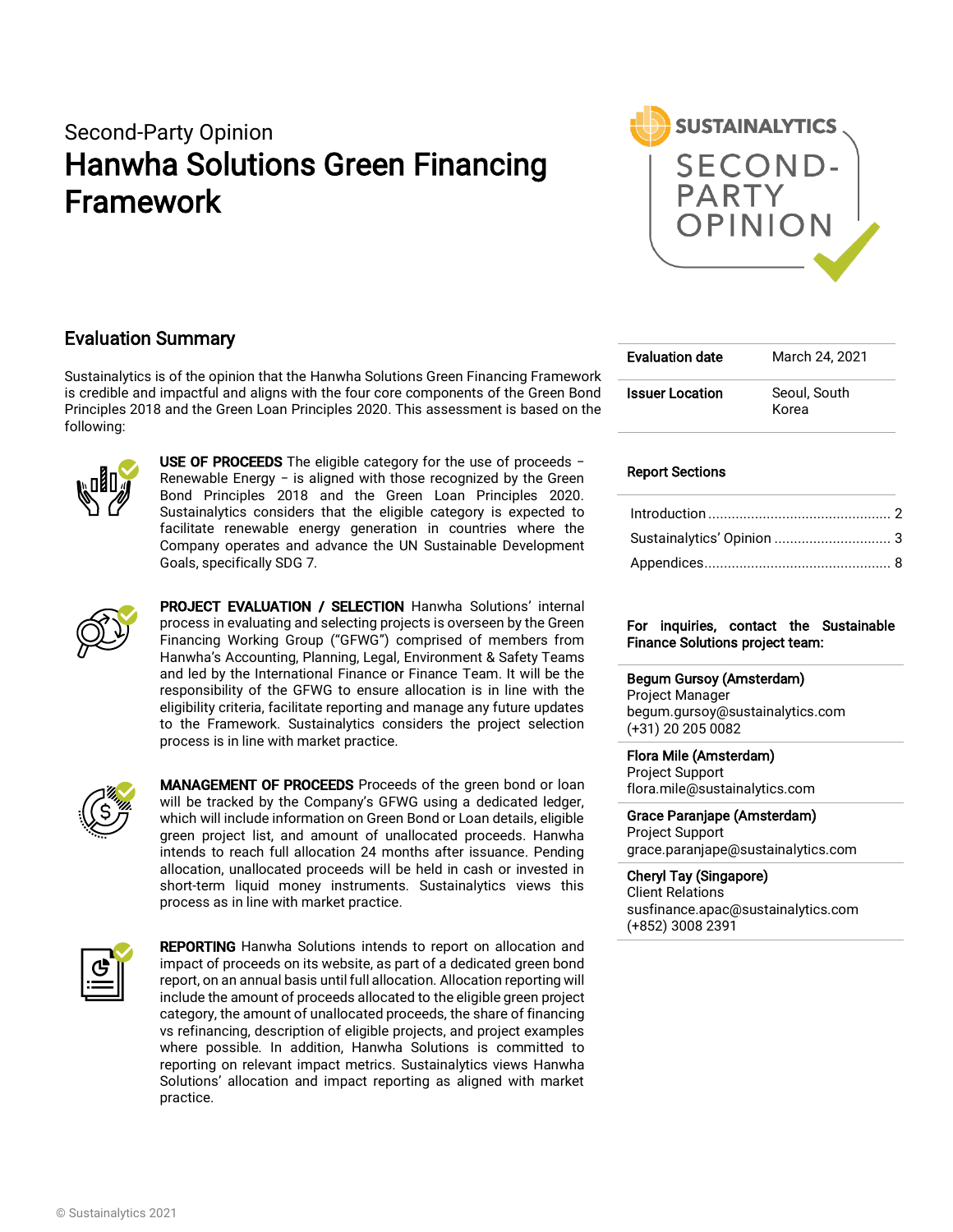Second-Party Opinion

# Hanwha Solutions Green Financing Framework

## Evaluation Summary

Sustainalytics is of the opinion that the Hanwha Solutions Green Financing Framework is credible and impactful and aligns with the four core components of the Green Bond Principles 2018 and the Green Loan Principles 2020. This assessment is based on the following:

**USE OF PROCEEDS** The eligible category for the use of proceeds – Renewable Energy – is aligned with those recognized by the Green Bond Principles 2018 and the Green Loan Principles 2020. Sustainalytics considers that the eligible category is expected to facilitate renewable energy generation in countries where the Company operates and advance the UN Sustainable Development Goals, specifically SDG 7.

**PROJECT EVALUATION / SELECTION** Hanwha Solutions' internal process in evaluating and selecting projects is overseen by the Green Financing Working Group ("GFWG") comprised of members from Hanwha's Accounting, Planning, Legal, Environment & Safety Teams and led by the International Finance or Finance Team. It will be the responsibility of the GFWG to ensure allocation is in line with the eligibility criteria, facilitate reporting and manage any future updates to the Framework. Sustainalytics considers the project selection process is in line with market practice.

**MANAGEMENT OF PROCEEDS** Proceeds of the green bond or loan will be tracked by the Company's GFWG using a dedicated ledger, which will include information on Green Bond or Loan details, eligible green project list, and amount of unallocated proceeds. Hanwha intends to reach full allocation 24 months after issuance. Pending allocation, unallocated proceeds will be held in cash or invested in short-term liquid money instruments. Sustainalytics views this process as in line with market practice.

**REPORTING** Hanwha Solutions intends to report on allocation and impact of proceeds on its website, as part of a dedicated green bond report, on an annual basis until full allocation. Allocation reporting will include the amount of proceeds allocated to the eligible green project category, the amount of unallocated proceeds, the share of financing vs refinancing, description of eligible projects, and project examples where possible. In addition, Hanwha Solutions is committed to reporting on relevant impact metrics. Sustainalytics views Hanwha Solutions' allocation and impact reporting as aligned with market practice.

| | |
|---|---|
| **Evaluation date** | March 24, 2021 |
| **Issuer Location** | Seoul, South Korea |

**Report Sections**

- Introduction ... 2
- Sustainalytics' Opinion ... 3
- Appendices ... 8

**For inquiries, contact the Sustainable Finance Solutions project team:**

**Begum Gursoy (Amsterdam)**
Project Manager
begum.gursoy@sustainalytics.com
(+31) 20 205 0082

**Flora Mile (Amsterdam)**
Project Support
flora.mile@sustainalytics.com

**Grace Paranjape (Amsterdam)**
Project Support
grace.paranjape@sustainalytics.com

**Cheryl Tay (Singapore)**
Client Relations
susfinance.apac@sustainalytics.com
(+852) 3008 2391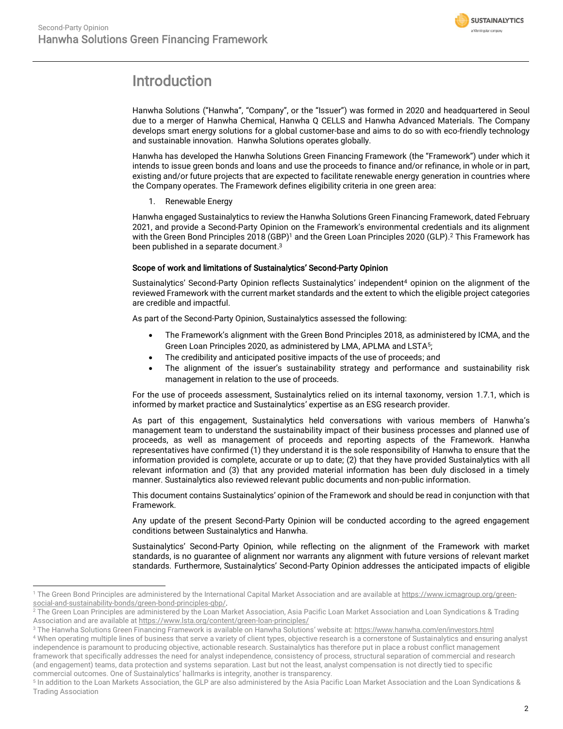# Introduction

Hanwha Solutions ("Hanwha", "Company", or the "Issuer") was formed in 2020 and headquartered in Seoul due to a merger of Hanwha Chemical, Hanwha Q CELLS and Hanwha Advanced Materials. The Company develops smart energy solutions for a global customer-base and aims to do so with eco-friendly technology and sustainable innovation. Hanwha Solutions operates globally.

Hanwha has developed the Hanwha Solutions Green Financing Framework (the "Framework") under which it intends to issue green bonds and loans and use the proceeds to finance and/or refinance, in whole or in part, existing and/or future projects that are expected to facilitate renewable energy generation in countries where the Company operates. The Framework defines eligibility criteria in one green area:

1. Renewable Energy

Hanwha engaged Sustainalytics to review the Hanwha Solutions Green Financing Framework, dated February 2021, and provide a Second-Party Opinion on the Framework's environmental credentials and its alignment with the Green Bond Principles 2018 (GBP)[1] and the Green Loan Principles 2020 (GLP).[2] This Framework has been published in a separate document.[3]

### Scope of work and limitations of Sustainalytics' Second-Party Opinion

Sustainalytics' Second-Party Opinion reflects Sustainalytics' independent[4] opinion on the alignment of the reviewed Framework with the current market standards and the extent to which the eligible project categories are credible and impactful.

As part of the Second-Party Opinion, Sustainalytics assessed the following:

- The Framework's alignment with the Green Bond Principles 2018, as administered by ICMA, and the Green Loan Principles 2020, as administered by LMA, APLMA and LSTA[5];
- The credibility and anticipated positive impacts of the use of proceeds; and
- The alignment of the issuer's sustainability strategy and performance and sustainability risk management in relation to the use of proceeds.

For the use of proceeds assessment, Sustainalytics relied on its internal taxonomy, version 1.7.1, which is informed by market practice and Sustainalytics' expertise as an ESG research provider.

As part of this engagement, Sustainalytics held conversations with various members of Hanwha's management team to understand the sustainability impact of their business processes and planned use of proceeds, as well as management of proceeds and reporting aspects of the Framework. Hanwha representatives have confirmed (1) they understand it is the sole responsibility of Hanwha to ensure that the information provided is complete, accurate or up to date; (2) that they have provided Sustainalytics with all relevant information and (3) that any provided material information has been duly disclosed in a timely manner. Sustainalytics also reviewed relevant public documents and non-public information.

This document contains Sustainalytics' opinion of the Framework and should be read in conjunction with that Framework.

Any update of the present Second-Party Opinion will be conducted according to the agreed engagement conditions between Sustainalytics and Hanwha.

Sustainalytics' Second-Party Opinion, while reflecting on the alignment of the Framework with market standards, is no guarantee of alignment nor warrants any alignment with future versions of relevant market standards. Furthermore, Sustainalytics' Second-Party Opinion addresses the anticipated impacts of eligible

---

[1] The Green Bond Principles are administered by the International Capital Market Association and are available at https://www.icmagroup.org/green-social-and-sustainability-bonds/green-bond-principles-gbp/.

[2] The Green Loan Principles are administered by the Loan Market Association, Asia Pacific Loan Market Association and Loan Syndications & Trading Association and are available at https://www.lsta.org/content/green-loan-principles/

[3] The Hanwha Solutions Green Financing Framework is available on Hanwha Solutions' website at: https://www.hanwha.com/en/investors.html

[4] When operating multiple lines of business that serve a variety of client types, objective research is a cornerstone of Sustainalytics and ensuring analyst independence is paramount to producing objective, actionable research. Sustainalytics has therefore put in place a robust conflict management framework that specifically addresses the need for analyst independence, consistency of process, structural separation of commercial and research (and engagement) teams, data protection and systems separation. Last but not the least, analyst compensation is not directly tied to specific commercial outcomes. One of Sustainalytics' hallmarks is integrity, another is transparency.

[5] In addition to the Loan Markets Association, the GLP are also administered by the Asia Pacific Loan Market Association and the Loan Syndications & Trading Association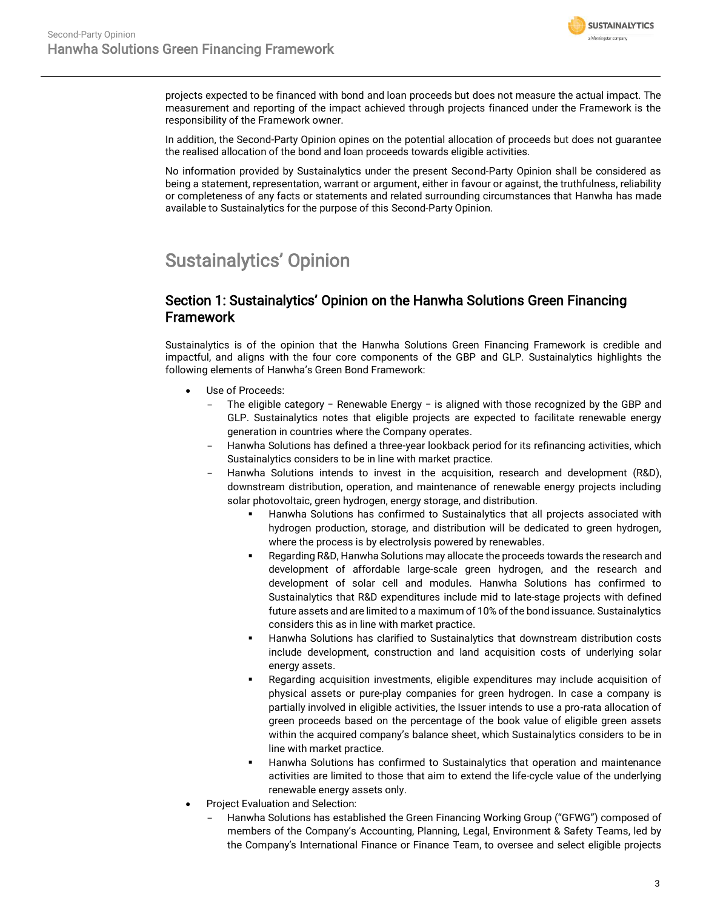projects expected to be financed with bond and loan proceeds but does not measure the actual impact. The measurement and reporting of the impact achieved through projects financed under the Framework is the responsibility of the Framework owner.

In addition, the Second-Party Opinion opines on the potential allocation of proceeds but does not guarantee the realised allocation of the bond and loan proceeds towards eligible activities.

No information provided by Sustainalytics under the present Second-Party Opinion shall be considered as being a statement, representation, warrant or argument, either in favour or against, the truthfulness, reliability or completeness of any facts or statements and related surrounding circumstances that Hanwha has made available to Sustainalytics for the purpose of this Second-Party Opinion.

# Sustainalytics' Opinion

## Section 1: Sustainalytics' Opinion on the Hanwha Solutions Green Financing Framework

Sustainalytics is of the opinion that the Hanwha Solutions Green Financing Framework is credible and impactful, and aligns with the four core components of the GBP and GLP. Sustainalytics highlights the following elements of Hanwha's Green Bond Framework:

- Use of Proceeds:
  - The eligible category – Renewable Energy – is aligned with those recognized by the GBP and GLP. Sustainalytics notes that eligible projects are expected to facilitate renewable energy generation in countries where the Company operates.
  - Hanwha Solutions has defined a three-year lookback period for its refinancing activities, which Sustainalytics considers to be in line with market practice.
  - Hanwha Solutions intends to invest in the acquisition, research and development (R&D), downstream distribution, operation, and maintenance of renewable energy projects including solar photovoltaic, green hydrogen, energy storage, and distribution.
    - Hanwha Solutions has confirmed to Sustainalytics that all projects associated with hydrogen production, storage, and distribution will be dedicated to green hydrogen, where the process is by electrolysis powered by renewables.
    - Regarding R&D, Hanwha Solutions may allocate the proceeds towards the research and development of affordable large-scale green hydrogen, and the research and development of solar cell and modules. Hanwha Solutions has confirmed to Sustainalytics that R&D expenditures include mid to late-stage projects with defined future assets and are limited to a maximum of 10% of the bond issuance. Sustainalytics considers this as in line with market practice.
    - Hanwha Solutions has clarified to Sustainalytics that downstream distribution costs include development, construction and land acquisition costs of underlying solar energy assets.
    - Regarding acquisition investments, eligible expenditures may include acquisition of physical assets or pure-play companies for green hydrogen. In case a company is partially involved in eligible activities, the Issuer intends to use a pro-rata allocation of green proceeds based on the percentage of the book value of eligible green assets within the acquired company's balance sheet, which Sustainalytics considers to be in line with market practice.
    - Hanwha Solutions has confirmed to Sustainalytics that operation and maintenance activities are limited to those that aim to extend the life-cycle value of the underlying renewable energy assets only.
- Project Evaluation and Selection:
  - Hanwha Solutions has established the Green Financing Working Group ("GFWG") composed of members of the Company's Accounting, Planning, Legal, Environment & Safety Teams, led by the Company's International Finance or Finance Team, to oversee and select eligible projects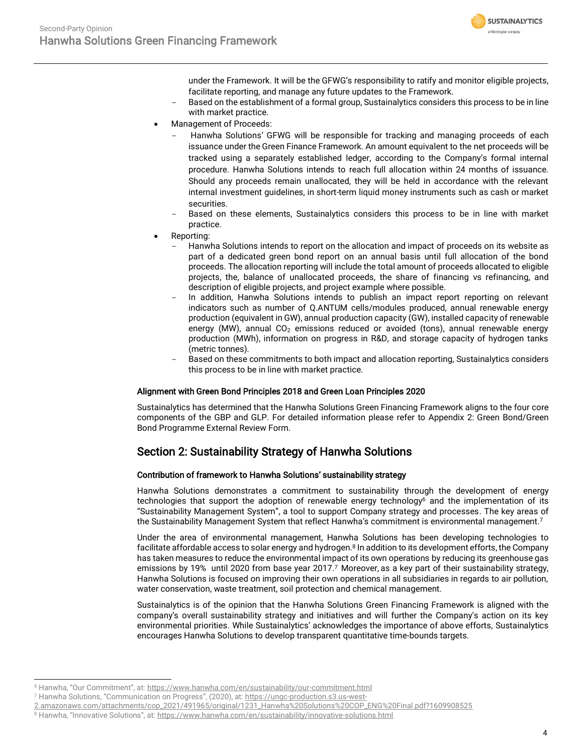under the Framework. It will be the GFWG's responsibility to ratify and monitor eligible projects, facilitate reporting, and manage any future updates to the Framework.
  - Based on the establishment of a formal group, Sustainalytics considers this process to be in line with market practice.
- Management of Proceeds:
  - Hanwha Solutions' GFWG will be responsible for tracking and managing proceeds of each issuance under the Green Finance Framework. An amount equivalent to the net proceeds will be tracked using a separately established ledger, according to the Company's formal internal procedure. Hanwha Solutions intends to reach full allocation within 24 months of issuance. Should any proceeds remain unallocated, they will be held in accordance with the relevant internal investment guidelines, in short-term liquid money instruments such as cash or market securities.
  - Based on these elements, Sustainalytics considers this process to be in line with market practice.
- Reporting:
  - Hanwha Solutions intends to report on the allocation and impact of proceeds on its website as part of a dedicated green bond report on an annual basis until full allocation of the bond proceeds. The allocation reporting will include the total amount of proceeds allocated to eligible projects, the, balance of unallocated proceeds, the share of financing vs refinancing, and description of eligible projects, and project example where possible.
  - In addition, Hanwha Solutions intends to publish an impact report reporting on relevant indicators such as number of Q.ANTUM cells/modules produced, annual renewable energy production (equivalent in GW), annual production capacity (GW), installed capacity of renewable energy (MW), annual $CO_2$ emissions reduced or avoided (tons), annual renewable energy production (MWh), information on progress in R&D, and storage capacity of hydrogen tanks (metric tonnes).
  - Based on these commitments to both impact and allocation reporting, Sustainalytics considers this process to be in line with market practice.

**Alignment with Green Bond Principles 2018 and Green Loan Principles 2020**

Sustainalytics has determined that the Hanwha Solutions Green Financing Framework aligns to the four core components of the GBP and GLP. For detailed information please refer to Appendix 2: Green Bond/Green Bond Programme External Review Form.

## Section 2: Sustainability Strategy of Hanwha Solutions

**Contribution of framework to Hanwha Solutions' sustainability strategy**

Hanwha Solutions demonstrates a commitment to sustainability through the development of energy technologies that support the adoption of renewable energy technology[6] and the implementation of its "Sustainability Management System", a tool to support Company strategy and processes. The key areas of the Sustainability Management System that reflect Hanwha's commitment is environmental management.[7]

Under the area of environmental management, Hanwha Solutions has been developing technologies to facilitate affordable access to solar energy and hydrogen.[8] In addition to its development efforts, the Company has taken measures to reduce the environmental impact of its own operations by reducing its greenhouse gas emissions by 19% until 2020 from base year 2017.[7] Moreover, as a key part of their sustainability strategy, Hanwha Solutions is focused on improving their own operations in all subsidiaries in regards to air pollution, water conservation, waste treatment, soil protection and chemical management.

Sustainalytics is of the opinion that the Hanwha Solutions Green Financing Framework is aligned with the company's overall sustainability strategy and initiatives and will further the Company's action on its key environmental priorities. While Sustainalytics' acknowledges the importance of above efforts, Sustainalytics encourages Hanwha Solutions to develop transparent quantitative time-bounds targets.

---

[6] Hanwha, "Our Commitment", at: https://www.hanwha.com/en/sustainability/our-commitment.html

[7] Hanwha Solutions, "Communication on Progress", (2020), at: https://ungc-production.s3.us-west-2.amazonaws.com/attachments/cop_2021/491965/original/1231_Hanwha%20Solutions%20COP_ENG%20Final.pdf?1609908525

[8] Hanwha, "Innovative Solutions", at: https://www.hanwha.com/en/sustainability/innovative-solutions.html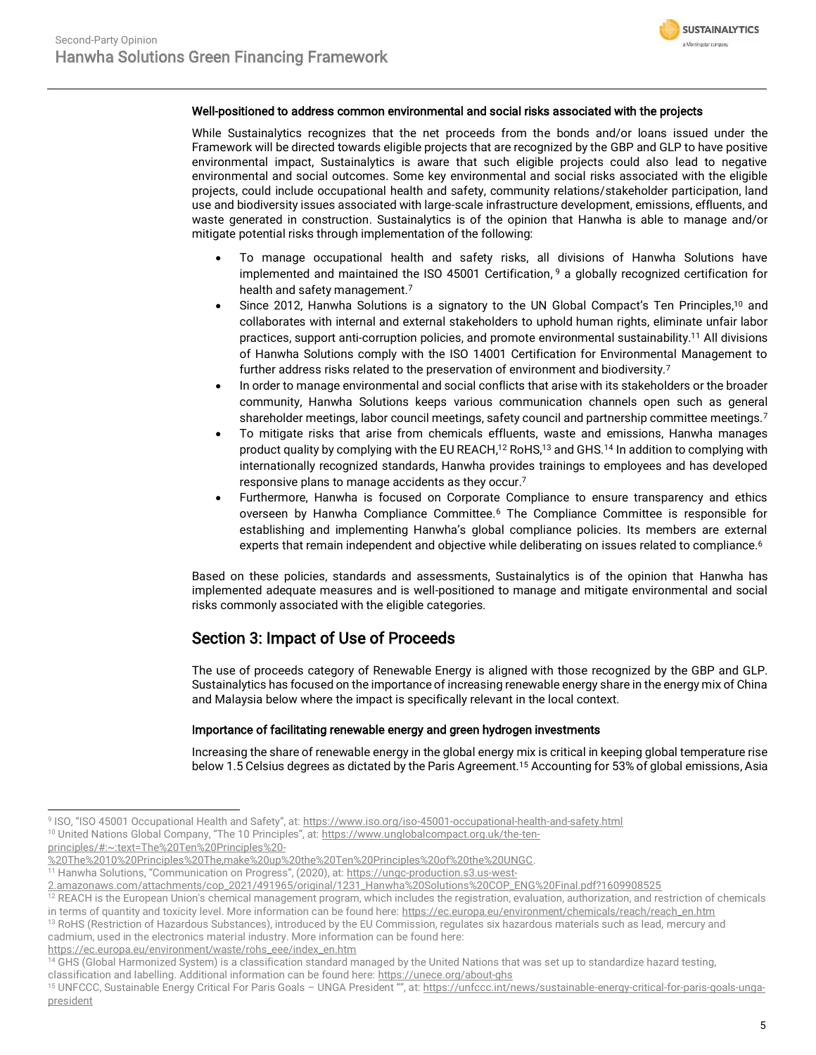**Well-positioned to address common environmental and social risks associated with the projects**

While Sustainalytics recognizes that the net proceeds from the bonds and/or loans issued under the Framework will be directed towards eligible projects that are recognized by the GBP and GLP to have positive environmental impact, Sustainalytics is aware that such eligible projects could also lead to negative environmental and social outcomes. Some key environmental and social risks associated with the eligible projects, could include occupational health and safety, community relations/stakeholder participation, land use and biodiversity issues associated with large-scale infrastructure development, emissions, effluents, and waste generated in construction. Sustainalytics is of the opinion that Hanwha is able to manage and/or mitigate potential risks through implementation of the following:

- To manage occupational health and safety risks, all divisions of Hanwha Solutions have implemented and maintained the ISO 45001 Certification,[9] a globally recognized certification for health and safety management.[7]
- Since 2012, Hanwha Solutions is a signatory to the UN Global Compact's Ten Principles,[10] and collaborates with internal and external stakeholders to uphold human rights, eliminate unfair labor practices, support anti-corruption policies, and promote environmental sustainability.[11] All divisions of Hanwha Solutions comply with the ISO 14001 Certification for Environmental Management to further address risks related to the preservation of environment and biodiversity.[7]
- In order to manage environmental and social conflicts that arise with its stakeholders or the broader community, Hanwha Solutions keeps various communication channels open such as general shareholder meetings, labor council meetings, safety council and partnership committee meetings.[7]
- To mitigate risks that arise from chemicals effluents, waste and emissions, Hanwha manages product quality by complying with the EU REACH,[12] RoHS,[13] and GHS.[14] In addition to complying with internationally recognized standards, Hanwha provides trainings to employees and has developed responsive plans to manage accidents as they occur.[7]
- Furthermore, Hanwha is focused on Corporate Compliance to ensure transparency and ethics overseen by Hanwha Compliance Committee.[6] The Compliance Committee is responsible for establishing and implementing Hanwha's global compliance policies. Its members are external experts that remain independent and objective while deliberating on issues related to compliance.[6]

Based on these policies, standards and assessments, Sustainalytics is of the opinion that Hanwha has implemented adequate measures and is well-positioned to manage and mitigate environmental and social risks commonly associated with the eligible categories.

## Section 3: Impact of Use of Proceeds

The use of proceeds category of Renewable Energy is aligned with those recognized by the GBP and GLP. Sustainalytics has focused on the importance of increasing renewable energy share in the energy mix of China and Malaysia below where the impact is specifically relevant in the local context.

**Importance of facilitating renewable energy and green hydrogen investments**

Increasing the share of renewable energy in the global energy mix is critical in keeping global temperature rise below 1.5 Celsius degrees as dictated by the Paris Agreement.[15] Accounting for 53% of global emissions, Asia

---

[9] ISO, "ISO 45001 Occupational Health and Safety", at: https://www.iso.org/iso-45001-occupational-health-and-safety.html

[10] United Nations Global Company, "The 10 Principles", at: https://www.unglobalcompact.org.uk/the-ten-principles/#:~:text=The%20Ten%20Principles%20-%20The%2010%20Principles%20The,make%20up%20the%20Ten%20Principles%20of%20the%20UNGC.

[11] Hanwha Solutions, "Communication on Progress", (2020), at: https://ungc-production.s3.us-west-2.amazonaws.com/attachments/cop_2021/491965/original/1231_Hanwha%20Solutions%20COP_ENG%20Final.pdf?1609908525

[12] REACH is the European Union's chemical management program, which includes the registration, evaluation, authorization, and restriction of chemicals in terms of quantity and toxicity level. More information can be found here: https://ec.europa.eu/environment/chemicals/reach/reach_en.htm

[13] RoHS (Restriction of Hazardous Substances), introduced by the EU Commission, regulates six hazardous materials such as lead, mercury and cadmium, used in the electronics material industry. More information can be found here: https://ec.europa.eu/environment/waste/rohs_eee/index_en.htm

[14] GHS (Global Harmonized System) is a classification standard managed by the United Nations that was set up to standardize hazard testing, classification and labelling. Additional information can be found here: https://unece.org/about-ghs

[15] UNFCCC, Sustainable Energy Critical For Paris Goals – UNGA President "", at: https://unfccc.int/news/sustainable-energy-critical-for-paris-goals-unga-president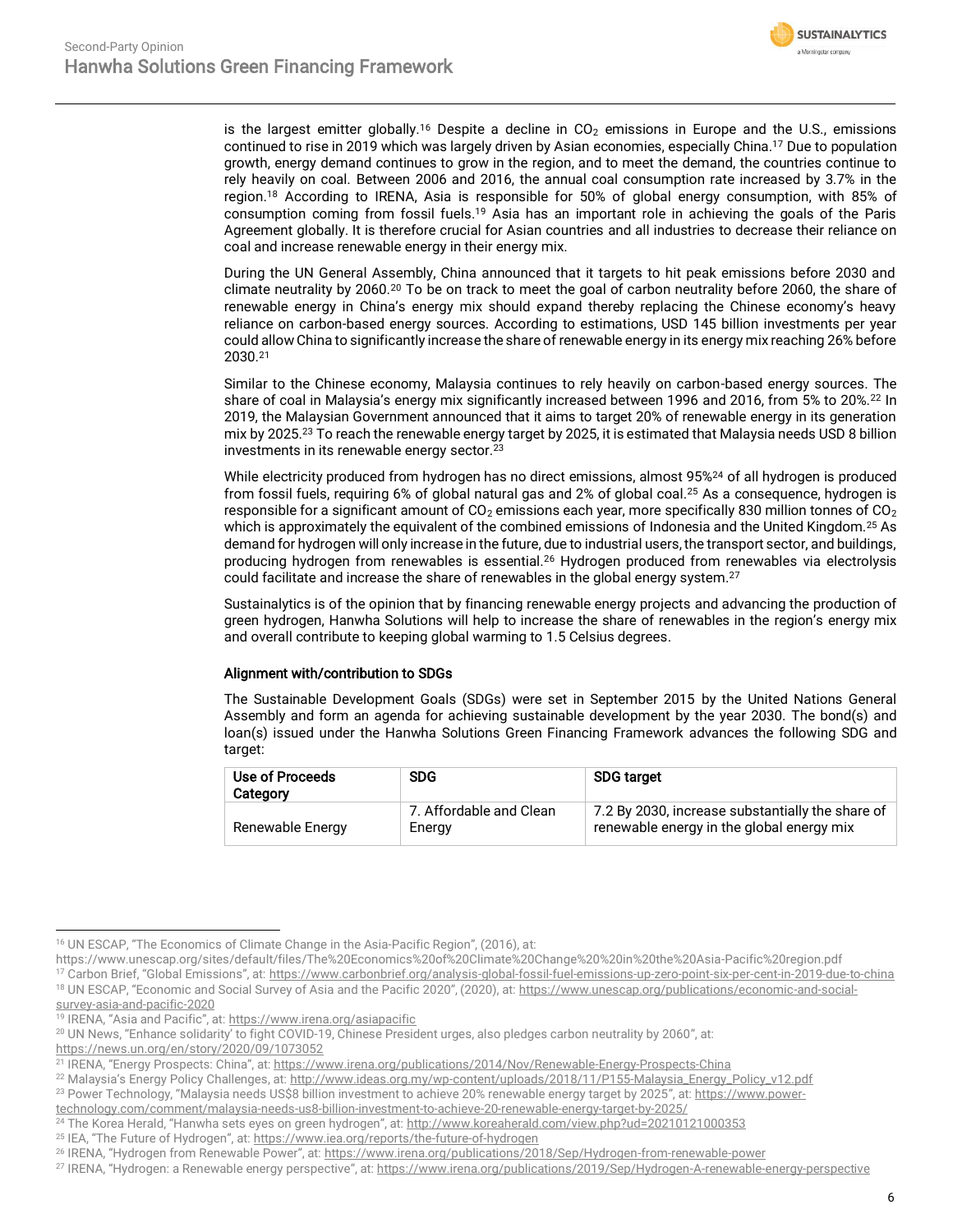is the largest emitter globally.[16] Despite a decline in $CO_2$ emissions in Europe and the U.S., emissions continued to rise in 2019 which was largely driven by Asian economies, especially China.[17] Due to population growth, energy demand continues to grow in the region, and to meet the demand, the countries continue to rely heavily on coal. Between 2006 and 2016, the annual coal consumption rate increased by 3.7% in the region.[18] According to IRENA, Asia is responsible for 50% of global energy consumption, with 85% of consumption coming from fossil fuels.[19] Asia has an important role in achieving the goals of the Paris Agreement globally. It is therefore crucial for Asian countries and all industries to decrease their reliance on coal and increase renewable energy in their energy mix.

During the UN General Assembly, China announced that it targets to hit peak emissions before 2030 and climate neutrality by 2060.[20] To be on track to meet the goal of carbon neutrality before 2060, the share of renewable energy in China's energy mix should expand thereby replacing the Chinese economy's heavy reliance on carbon-based energy sources. According to estimations, USD 145 billion investments per year could allow China to significantly increase the share of renewable energy in its energy mix reaching 26% before 2030.[21]

Similar to the Chinese economy, Malaysia continues to rely heavily on carbon-based energy sources. The share of coal in Malaysia's energy mix significantly increased between 1996 and 2016, from 5% to 20%.[22] In 2019, the Malaysian Government announced that it aims to target 20% of renewable energy in its generation mix by 2025.[23] To reach the renewable energy target by 2025, it is estimated that Malaysia needs USD 8 billion investments in its renewable energy sector.[23]

While electricity produced from hydrogen has no direct emissions, almost 95%[24] of all hydrogen is produced from fossil fuels, requiring 6% of global natural gas and 2% of global coal.[25] As a consequence, hydrogen is responsible for a significant amount of $CO_2$ emissions each year, more specifically 830 million tonnes of $CO_2$ which is approximately the equivalent of the combined emissions of Indonesia and the United Kingdom.[25] As demand for hydrogen will only increase in the future, due to industrial users, the transport sector, and buildings, producing hydrogen from renewables is essential.[26] Hydrogen produced from renewables via electrolysis could facilitate and increase the share of renewables in the global energy system.[27]

Sustainalytics is of the opinion that by financing renewable energy projects and advancing the production of green hydrogen, Hanwha Solutions will help to increase the share of renewables in the region's energy mix and overall contribute to keeping global warming to 1.5 Celsius degrees.

### Alignment with/contribution to SDGs

The Sustainable Development Goals (SDGs) were set in September 2015 by the United Nations General Assembly and form an agenda for achieving sustainable development by the year 2030. The bond(s) and loan(s) issued under the Hanwha Solutions Green Financing Framework advances the following SDG and target:

| Use of Proceeds Category | SDG | SDG target |
|---|---|---|
| Renewable Energy | 7. Affordable and Clean Energy | 7.2 By 2030, increase substantially the share of renewable energy in the global energy mix |

---

[16] UN ESCAP, "The Economics of Climate Change in the Asia-Pacific Region", (2016), at: https://www.unescap.org/sites/default/files/The%20Economics%20of%20Climate%20Change%20%20in%20the%20Asia-Pacific%20region.pdf

[17] Carbon Brief, "Global Emissions", at: https://www.carbonbrief.org/analysis-global-fossil-fuel-emissions-up-zero-point-six-per-cent-in-2019-due-to-china

[18] UN ESCAP, "Economic and Social Survey of Asia and the Pacific 2020", (2020), at: https://www.unescap.org/publications/economic-and-social-survey-asia-and-pacific-2020

[19] IRENA, "Asia and Pacific", at: https://www.irena.org/asiapacific

[20] UN News, "Enhance solidarity' to fight COVID-19, Chinese President urges, also pledges carbon neutrality by 2060", at: https://news.un.org/en/story/2020/09/1073052

[21] IRENA, "Energy Prospects: China", at: https://www.irena.org/publications/2014/Nov/Renewable-Energy-Prospects-China

[22] Malaysia's Energy Policy Challenges, at: http://www.ideas.org.my/wp-content/uploads/2018/11/P155-Malaysia_Energy_Policy_v12.pdf

[23] Power Technology, "Malaysia needs US$8 billion investment to achieve 20% renewable energy target by 2025", at: https://www.power-technology.com/comment/malaysia-needs-us8-billion-investment-to-achieve-20-renewable-energy-target-by-2025/

[24] The Korea Herald, "Hanwha sets eyes on green hydrogen", at: http://www.koreaherald.com/view.php?ud=20210121000353

[25] IEA, "The Future of Hydrogen", at: https://www.iea.org/reports/the-future-of-hydrogen

[26] IRENA, "Hydrogen from Renewable Power", at: https://www.irena.org/publications/2018/Sep/Hydrogen-from-renewable-power

[27] IRENA, "Hydrogen: a Renewable energy perspective", at: https://www.irena.org/publications/2019/Sep/Hydrogen-A-renewable-energy-perspective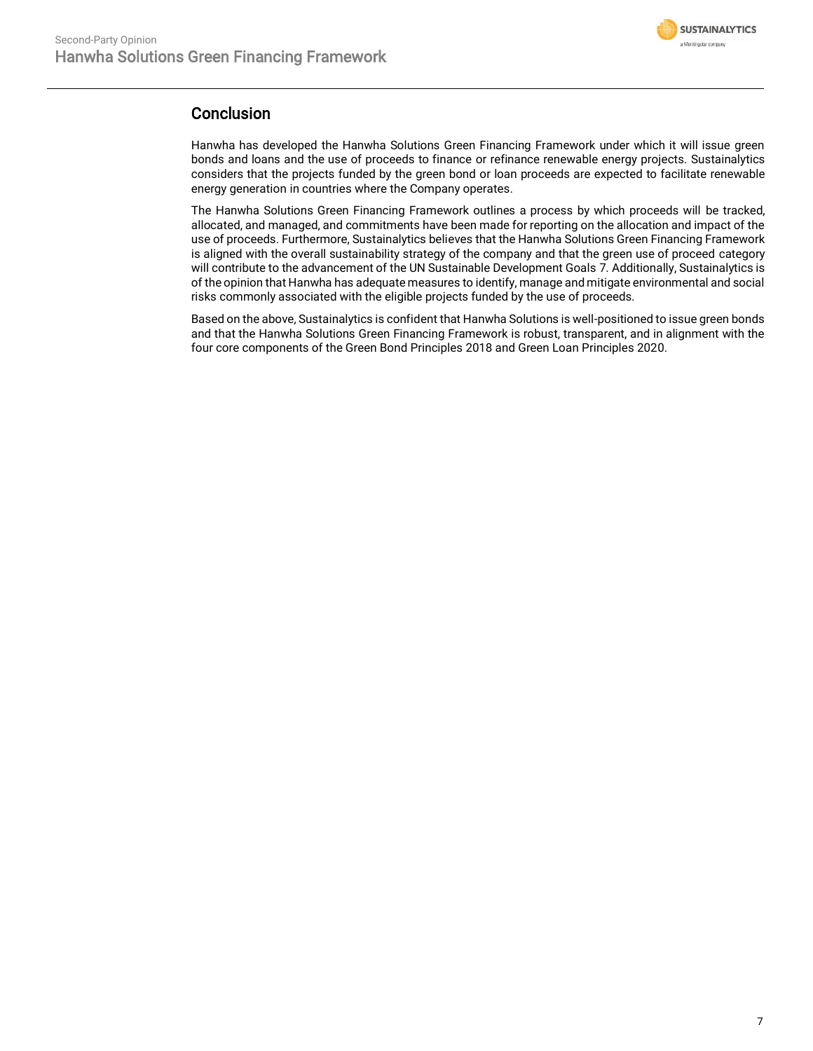## Conclusion

Hanwha has developed the Hanwha Solutions Green Financing Framework under which it will issue green bonds and loans and the use of proceeds to finance or refinance renewable energy projects. Sustainalytics considers that the projects funded by the green bond or loan proceeds are expected to facilitate renewable energy generation in countries where the Company operates.

The Hanwha Solutions Green Financing Framework outlines a process by which proceeds will be tracked, allocated, and managed, and commitments have been made for reporting on the allocation and impact of the use of proceeds. Furthermore, Sustainalytics believes that the Hanwha Solutions Green Financing Framework is aligned with the overall sustainability strategy of the company and that the green use of proceed category will contribute to the advancement of the UN Sustainable Development Goals 7. Additionally, Sustainalytics is of the opinion that Hanwha has adequate measures to identify, manage and mitigate environmental and social risks commonly associated with the eligible projects funded by the use of proceeds.

Based on the above, Sustainalytics is confident that Hanwha Solutions is well-positioned to issue green bonds and that the Hanwha Solutions Green Financing Framework is robust, transparent, and in alignment with the four core components of the Green Bond Principles 2018 and Green Loan Principles 2020.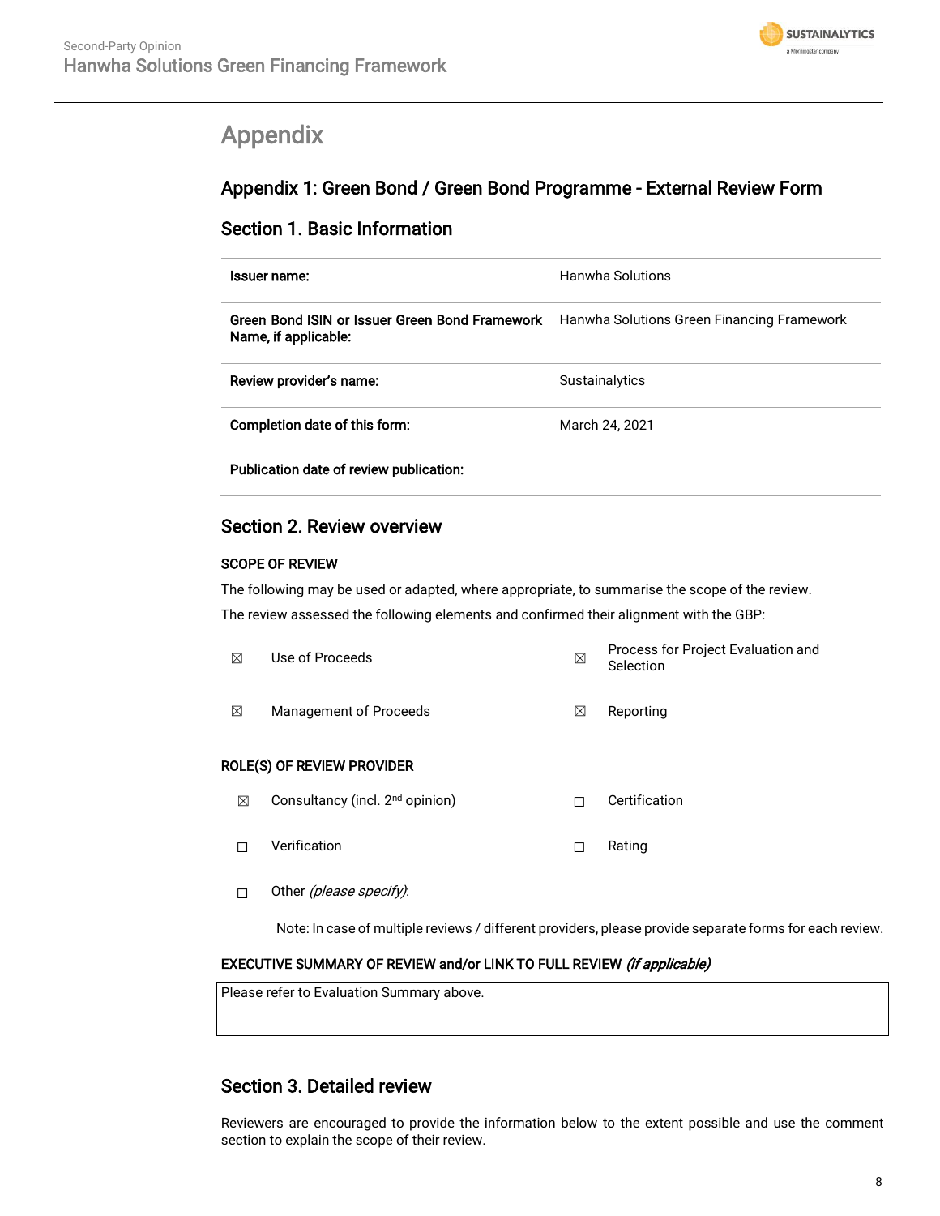# Appendix

## Appendix 1: Green Bond / Green Bond Programme - External Review Form

### Section 1. Basic Information

| | |
|---|---|
| **Issuer name:** | Hanwha Solutions |
| **Green Bond ISIN or Issuer Green Bond Framework Name, if applicable:** | Hanwha Solutions Green Financing Framework |
| **Review provider's name:** | Sustainalytics |
| **Completion date of this form:** | March 24, 2021 |
| **Publication date of review publication:** | |

### Section 2. Review overview

**SCOPE OF REVIEW**

The following may be used or adapted, where appropriate, to summarise the scope of the review.

The review assessed the following elements and confirmed their alignment with the GBP:

| | | | |
|---|---|---|---|
| ☒ | Use of Proceeds | ☒ | Process for Project Evaluation and Selection |
| ☒ | Management of Proceeds | ☒ | Reporting |

**ROLE(S) OF REVIEW PROVIDER**

| | | | |
|---|---|---|---|
| ☒ | Consultancy (incl. 2nd opinion) | ☐ | Certification |
| ☐ | Verification | ☐ | Rating |
| ☐ | Other *(please specify)*: | | |

Note: In case of multiple reviews / different providers, please provide separate forms for each review.

**EXECUTIVE SUMMARY OF REVIEW and/or LINK TO FULL REVIEW** ***(if applicable)***

| |
|---|
| Please refer to Evaluation Summary above. |

### Section 3. Detailed review

Reviewers are encouraged to provide the information below to the extent possible and use the comment section to explain the scope of their review.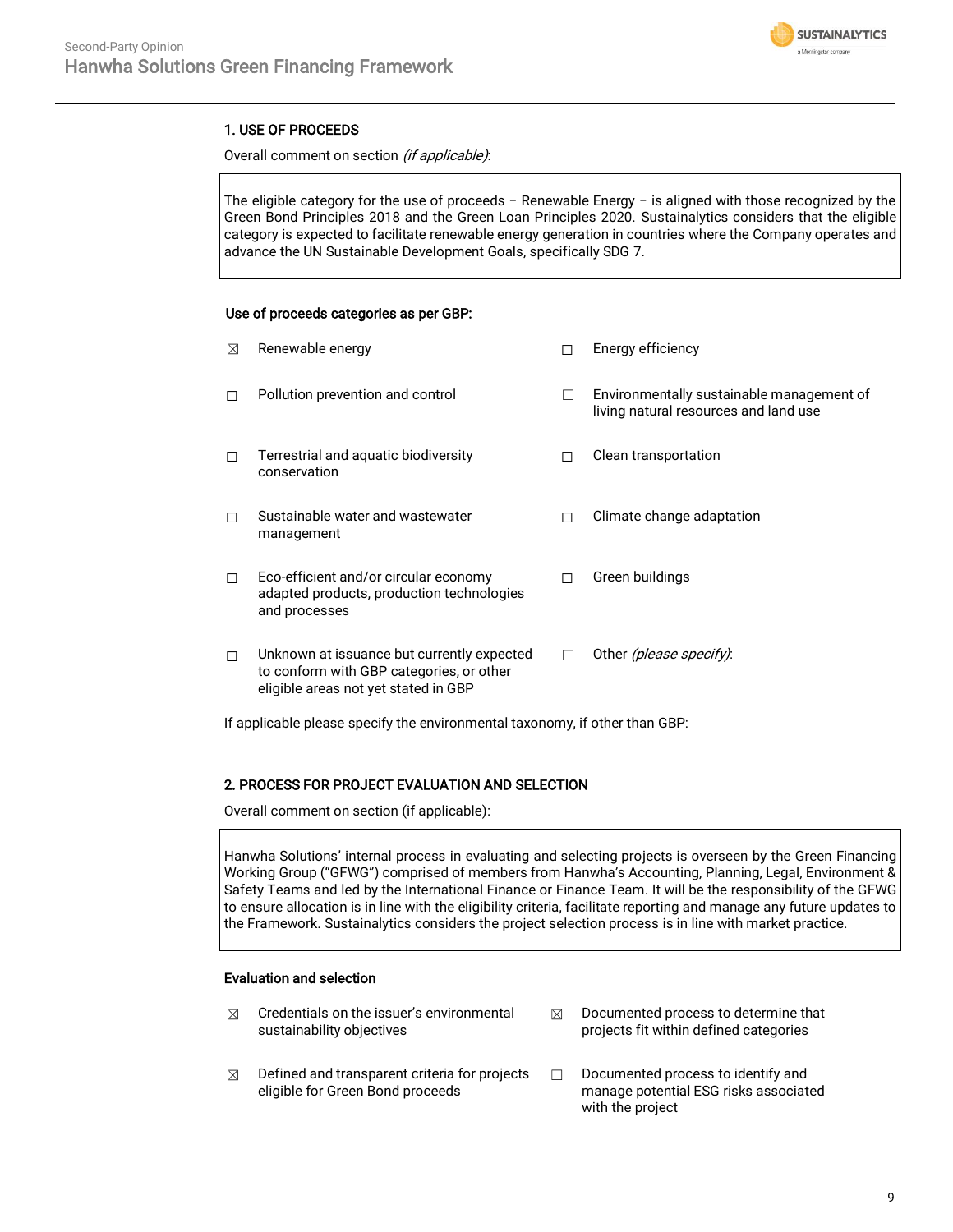## 1. USE OF PROCEEDS

Overall comment on section *(if applicable)*:

> The eligible category for the use of proceeds – Renewable Energy – is aligned with those recognized by the Green Bond Principles 2018 and the Green Loan Principles 2020. Sustainalytics considers that the eligible category is expected to facilitate renewable energy generation in countries where the Company operates and advance the UN Sustainable Development Goals, specifically SDG 7.

**Use of proceeds categories as per GBP:**

- ☒ Renewable energy
- ☐ Energy efficiency
- ☐ Pollution prevention and control
- ☐ Environmentally sustainable management of living natural resources and land use
- ☐ Terrestrial and aquatic biodiversity conservation
- ☐ Clean transportation
- ☐ Sustainable water and wastewater management
- ☐ Climate change adaptation
- ☐ Eco-efficient and/or circular economy adapted products, production technologies and processes
- ☐ Green buildings
- ☐ Unknown at issuance but currently expected to conform with GBP categories, or other eligible areas not yet stated in GBP
- ☐ Other *(please specify)*:

If applicable please specify the environmental taxonomy, if other than GBP:

## 2. PROCESS FOR PROJECT EVALUATION AND SELECTION

Overall comment on section (if applicable):

> Hanwha Solutions' internal process in evaluating and selecting projects is overseen by the Green Financing Working Group ("GFWG") comprised of members from Hanwha's Accounting, Planning, Legal, Environment & Safety Teams and led by the International Finance or Finance Team. It will be the responsibility of the GFWG to ensure allocation is in line with the eligibility criteria, facilitate reporting and manage any future updates to the Framework. Sustainalytics considers the project selection process is in line with market practice.

**Evaluation and selection**

- ☒ Credentials on the issuer's environmental sustainability objectives
- ☒ Documented process to determine that projects fit within defined categories
- ☒ Defined and transparent criteria for projects eligible for Green Bond proceeds
- ☐ Documented process to identify and manage potential ESG risks associated with the project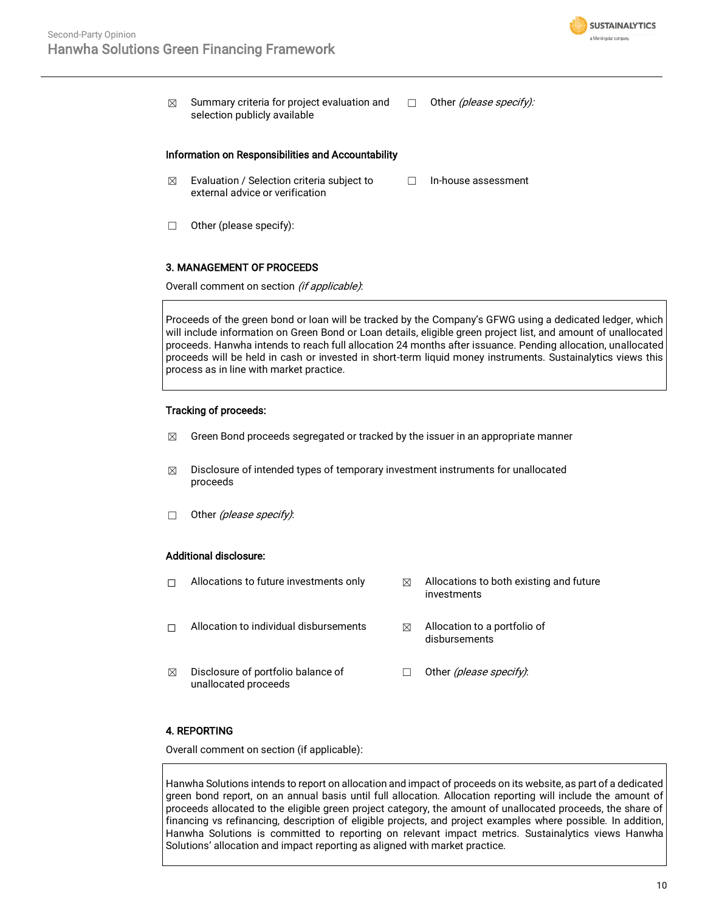☒ Summary criteria for project evaluation and selection publicly available

☐ Other *(please specify)*:

**Information on Responsibilities and Accountability**

☒ Evaluation / Selection criteria subject to external advice or verification

☐ In-house assessment

☐ Other (please specify):

**3. MANAGEMENT OF PROCEEDS**

Overall comment on section *(if applicable)*:

Proceeds of the green bond or loan will be tracked by the Company's GFWG using a dedicated ledger, which will include information on Green Bond or Loan details, eligible green project list, and amount of unallocated proceeds. Hanwha intends to reach full allocation 24 months after issuance. Pending allocation, unallocated proceeds will be held in cash or invested in short-term liquid money instruments. Sustainalytics views this process as in line with market practice.

**Tracking of proceeds:**

☒ Green Bond proceeds segregated or tracked by the issuer in an appropriate manner

☒ Disclosure of intended types of temporary investment instruments for unallocated proceeds

☐ Other *(please specify)*:

**Additional disclosure:**

☐ Allocations to future investments only

☒ Allocations to both existing and future investments

☐ Allocation to individual disbursements

☒ Allocation to a portfolio of disbursements

☒ Disclosure of portfolio balance of unallocated proceeds

☐ Other *(please specify)*:

**4. REPORTING**

Overall comment on section (if applicable):

Hanwha Solutions intends to report on allocation and impact of proceeds on its website, as part of a dedicated green bond report, on an annual basis until full allocation. Allocation reporting will include the amount of proceeds allocated to the eligible green project category, the amount of unallocated proceeds, the share of financing vs refinancing, description of eligible projects, and project examples where possible. In addition, Hanwha Solutions is committed to reporting on relevant impact metrics. Sustainalytics views Hanwha Solutions' allocation and impact reporting as aligned with market practice.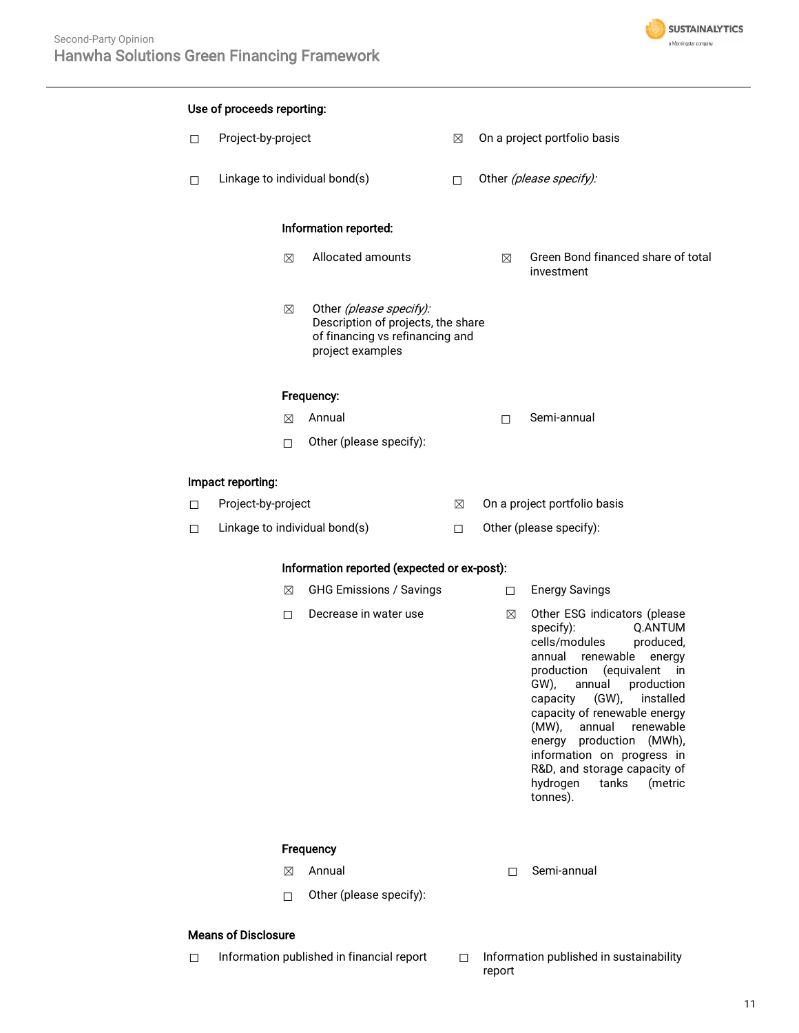**Use of proceeds reporting:**

- ☐ Project-by-project
- ☒ On a project portfolio basis
- ☐ Linkage to individual bond(s)
- ☐ Other *(please specify):*

**Information reported:**

- ☒ Allocated amounts
- ☒ Green Bond financed share of total investment
- ☒ Other *(please specify):* Description of projects, the share of financing vs refinancing and project examples

**Frequency:**

- ☒ Annual
- ☐ Semi-annual
- ☐ Other (please specify):

**Impact reporting:**

- ☐ Project-by-project
- ☒ On a project portfolio basis
- ☐ Linkage to individual bond(s)
- ☐ Other (please specify):

**Information reported (expected or ex-post):**

- ☒ GHG Emissions / Savings
- ☐ Energy Savings
- ☐ Decrease in water use
- ☒ Other ESG indicators (please specify): Q.ANTUM cells/modules produced, annual renewable energy production (equivalent in GW), annual production capacity (GW), installed capacity of renewable energy (MW), annual renewable energy production (MWh), information on progress in R&D, and storage capacity of hydrogen tanks (metric tonnes).

**Frequency**

- ☒ Annual
- ☐ Semi-annual
- ☐ Other (please specify):

**Means of Disclosure**

- ☐ Information published in financial report
- ☐ Information published in sustainability report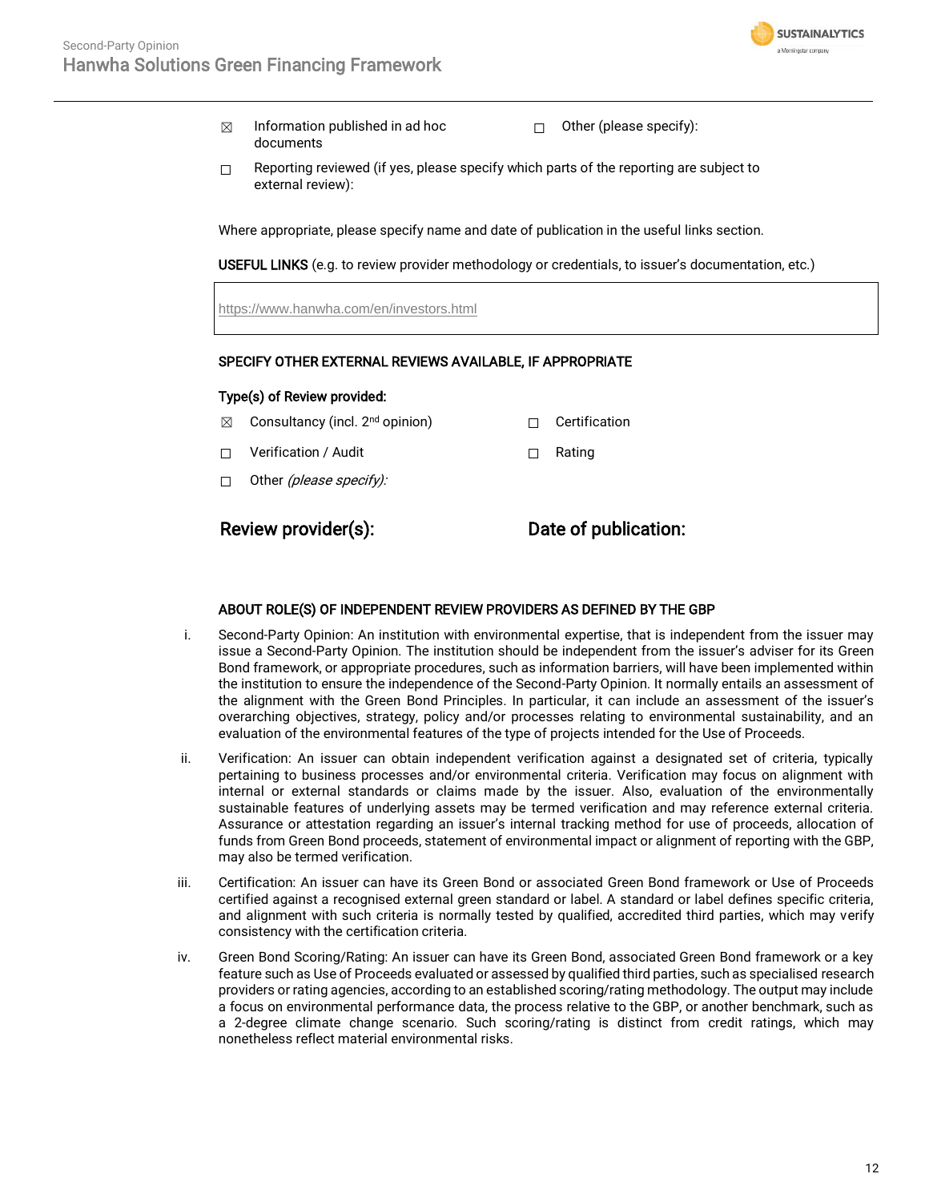☒ Information published in ad hoc documents

☐ Other (please specify):

☐ Reporting reviewed (if yes, please specify which parts of the reporting are subject to external review):

Where appropriate, please specify name and date of publication in the useful links section.

**USEFUL LINKS** (e.g. to review provider methodology or credentials, to issuer's documentation, etc.)

| https://www.hanwha.com/en/investors.html |
|---|

**SPECIFY OTHER EXTERNAL REVIEWS AVAILABLE, IF APPROPRIATE**

**Type(s) of Review provided:**

☒ Consultancy (incl. 2nd opinion)

☐ Certification

☐ Verification / Audit

☐ Rating

☐ Other *(please specify):*

**Review provider(s):**

**Date of publication:**

**ABOUT ROLE(S) OF INDEPENDENT REVIEW PROVIDERS AS DEFINED BY THE GBP**

i. Second-Party Opinion: An institution with environmental expertise, that is independent from the issuer may issue a Second-Party Opinion. The institution should be independent from the issuer's adviser for its Green Bond framework, or appropriate procedures, such as information barriers, will have been implemented within the institution to ensure the independence of the Second-Party Opinion. It normally entails an assessment of the alignment with the Green Bond Principles. In particular, it can include an assessment of the issuer's overarching objectives, strategy, policy and/or processes relating to environmental sustainability, and an evaluation of the environmental features of the type of projects intended for the Use of Proceeds.

ii. Verification: An issuer can obtain independent verification against a designated set of criteria, typically pertaining to business processes and/or environmental criteria. Verification may focus on alignment with internal or external standards or claims made by the issuer. Also, evaluation of the environmentally sustainable features of underlying assets may be termed verification and may reference external criteria. Assurance or attestation regarding an issuer's internal tracking method for use of proceeds, allocation of funds from Green Bond proceeds, statement of environmental impact or alignment of reporting with the GBP, may also be termed verification.

iii. Certification: An issuer can have its Green Bond or associated Green Bond framework or Use of Proceeds certified against a recognised external green standard or label. A standard or label defines specific criteria, and alignment with such criteria is normally tested by qualified, accredited third parties, which may verify consistency with the certification criteria.

iv. Green Bond Scoring/Rating: An issuer can have its Green Bond, associated Green Bond framework or a key feature such as Use of Proceeds evaluated or assessed by qualified third parties, such as specialised research providers or rating agencies, according to an established scoring/rating methodology. The output may include a focus on environmental performance data, the process relative to the GBP, or another benchmark, such as a 2-degree climate change scenario. Such scoring/rating is distinct from credit ratings, which may nonetheless reflect material environmental risks.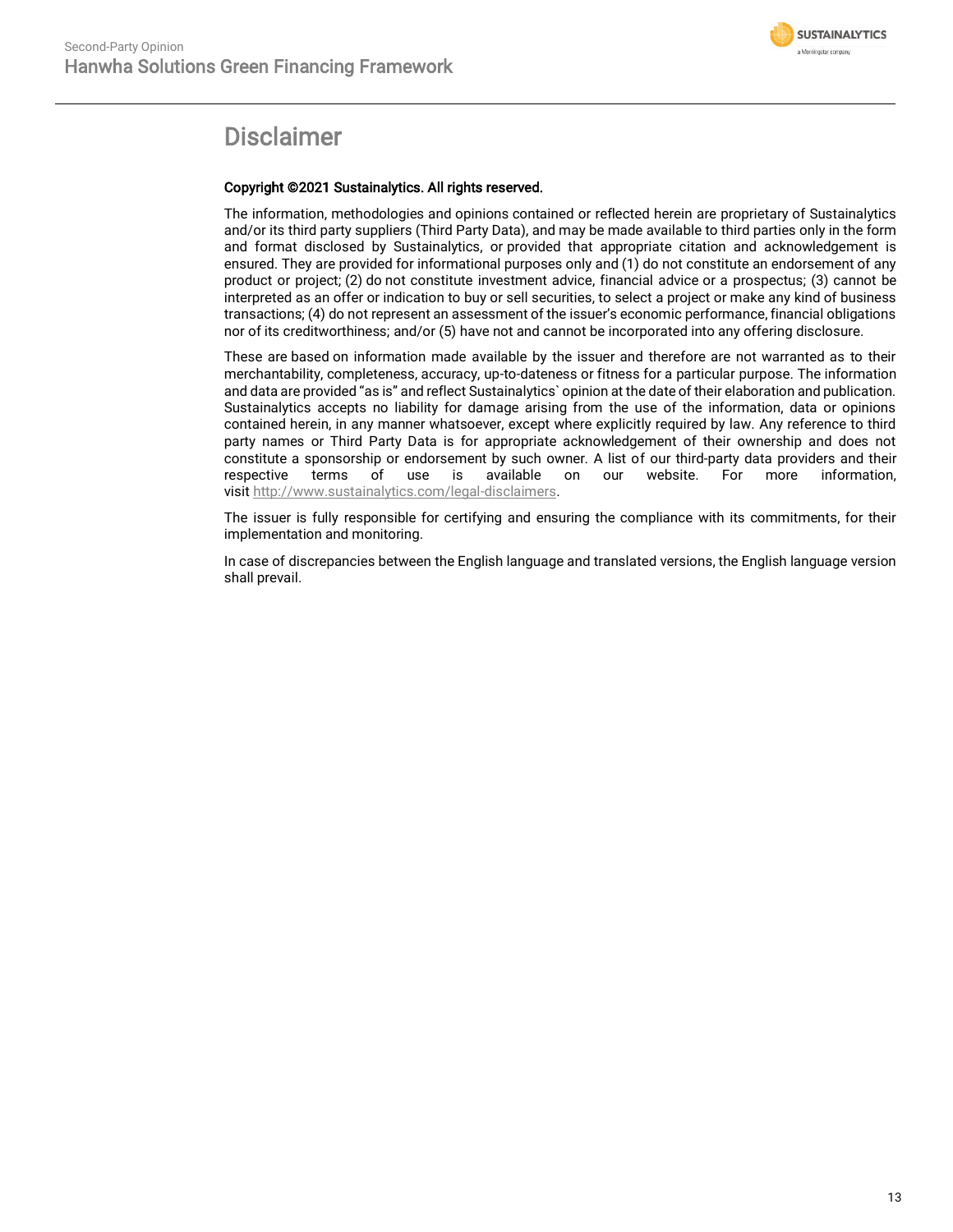# Disclaimer

**Copyright ©2021 Sustainalytics. All rights reserved.**

The information, methodologies and opinions contained or reflected herein are proprietary of Sustainalytics and/or its third party suppliers (Third Party Data), and may be made available to third parties only in the form and format disclosed by Sustainalytics, or provided that appropriate citation and acknowledgement is ensured. They are provided for informational purposes only and (1) do not constitute an endorsement of any product or project; (2) do not constitute investment advice, financial advice or a prospectus; (3) cannot be interpreted as an offer or indication to buy or sell securities, to select a project or make any kind of business transactions; (4) do not represent an assessment of the issuer's economic performance, financial obligations nor of its creditworthiness; and/or (5) have not and cannot be incorporated into any offering disclosure.

These are based on information made available by the issuer and therefore are not warranted as to their merchantability, completeness, accuracy, up-to-dateness or fitness for a particular purpose. The information and data are provided "as is" and reflect Sustainalytics` opinion at the date of their elaboration and publication. Sustainalytics accepts no liability for damage arising from the use of the information, data or opinions contained herein, in any manner whatsoever, except where explicitly required by law. Any reference to third party names or Third Party Data is for appropriate acknowledgement of their ownership and does not constitute a sponsorship or endorsement by such owner. A list of our third-party data providers and their respective terms of use is available on our website. For more information, visit http://www.sustainalytics.com/legal-disclaimers.

The issuer is fully responsible for certifying and ensuring the compliance with its commitments, for their implementation and monitoring.

In case of discrepancies between the English language and translated versions, the English language version shall prevail.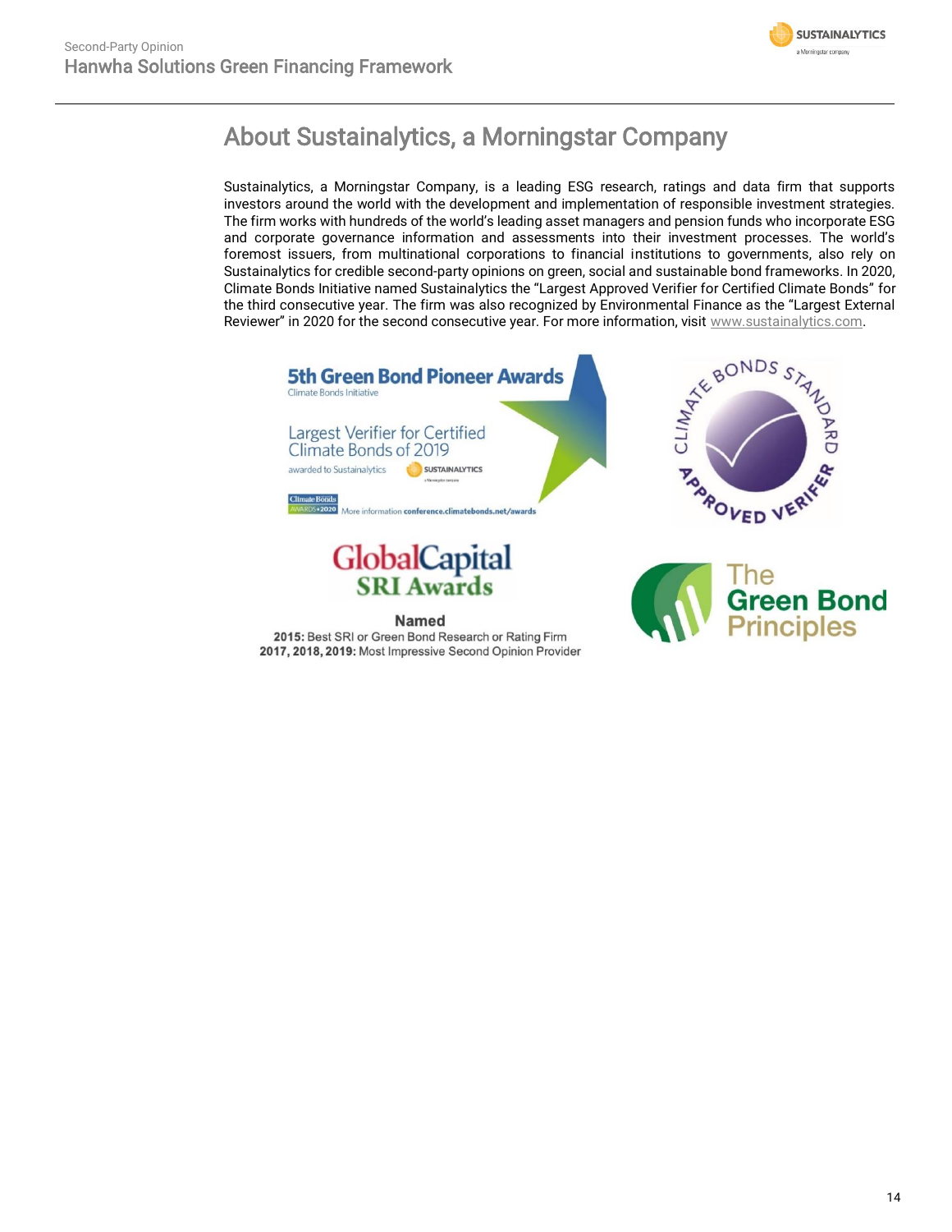## About Sustainalytics, a Morningstar Company

Sustainalytics, a Morningstar Company, is a leading ESG research, ratings and data firm that supports investors around the world with the development and implementation of responsible investment strategies. The firm works with hundreds of the world's leading asset managers and pension funds who incorporate ESG and corporate governance information and assessments into their investment processes. The world's foremost issuers, from multinational corporations to financial institutions to governments, also rely on Sustainalytics for credible second-party opinions on green, social and sustainable bond frameworks. In 2020, Climate Bonds Initiative named Sustainalytics the "Largest Approved Verifier for Certified Climate Bonds" for the third consecutive year. The firm was also recognized by Environmental Finance as the "Largest External Reviewer" in 2020 for the second consecutive year. For more information, visit www.sustainalytics.com.

5th Green Bond Pioneer Awards
Climate Bonds Initiative

Largest Verifier for Certified Climate Bonds of 2019

awarded to Sustainalytics

Climate Bonds AWARDS 2020 More information conference.climatebonds.net/awards

CLIMATE BONDS STANDARD APPROVED VERIFIER

GlobalCapital SRI Awards

**Named**

**2015:** Best SRI or Green Bond Research or Rating Firm
**2017, 2018, 2019:** Most Impressive Second Opinion Provider

The Green Bond Principles